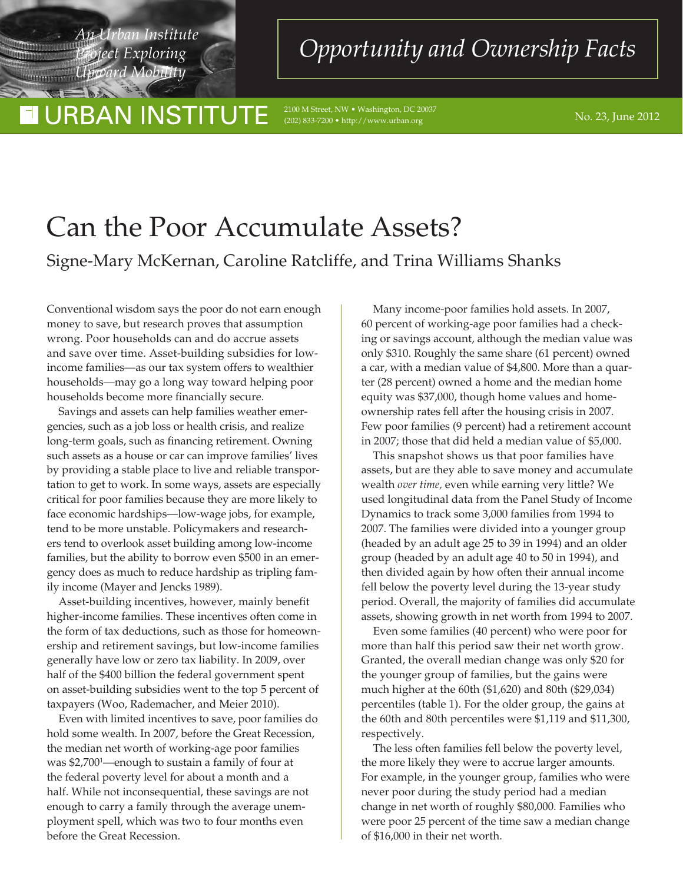An Urban Institute Project Exploring Upward Mobility

# Opportunity and Ownership Facts

URBAN INSTITUTE

2100 M Street, NW • Washington, DC 20037
(202) 833-7200 • http://www.urban.org

No. 23, June 2012

# Can the Poor Accumulate Assets?

## Signe-Mary McKernan, Caroline Ratcliffe, and Trina Williams Shanks

Conventional wisdom says the poor do not earn enough money to save, but research proves that assumption wrong. Poor households can and do accrue assets and save over time. Asset-building subsidies for low-income families—as our tax system offers to wealthier households—may go a long way toward helping poor households become more financially secure.

Savings and assets can help families weather emergencies, such as a job loss or health crisis, and realize long-term goals, such as financing retirement. Owning such assets as a house or car can improve families' lives by providing a stable place to live and reliable transportation to get to work. In some ways, assets are especially critical for poor families because they are more likely to face economic hardships—low-wage jobs, for example, tend to be more unstable. Policymakers and researchers tend to overlook asset building among low-income families, but the ability to borrow even $500 in an emergency does as much to reduce hardship as tripling family income (Mayer and Jencks 1989).

Asset-building incentives, however, mainly benefit higher-income families. These incentives often come in the form of tax deductions, such as those for homeownership and retirement savings, but low-income families generally have low or zero tax liability. In 2009, over half of the $400 billion the federal government spent on asset-building subsidies went to the top 5 percent of taxpayers (Woo, Rademacher, and Meier 2010).

Even with limited incentives to save, poor families do hold some wealth. In 2007, before the Great Recession, the median net worth of working-age poor families was $2,700[1]—enough to sustain a family of four at the federal poverty level for about a month and a half. While not inconsequential, these savings are not enough to carry a family through the average unemployment spell, which was two to four months even before the Great Recession.

Many income-poor families hold assets. In 2007, 60 percent of working-age poor families had a checking or savings account, although the median value was only $310. Roughly the same share (61 percent) owned a car, with a median value of $4,800. More than a quarter (28 percent) owned a home and the median home equity was $37,000, though home values and homeownership rates fell after the housing crisis in 2007. Few poor families (9 percent) had a retirement account in 2007; those that did held a median value of $5,000.

This snapshot shows us that poor families have assets, but are they able to save money and accumulate wealth *over time,* even while earning very little? We used longitudinal data from the Panel Study of Income Dynamics to track some 3,000 families from 1994 to 2007. The families were divided into a younger group (headed by an adult age 25 to 39 in 1994) and an older group (headed by an adult age 40 to 50 in 1994), and then divided again by how often their annual income fell below the poverty level during the 13-year study period. Overall, the majority of families did accumulate assets, showing growth in net worth from 1994 to 2007.

Even some families (40 percent) who were poor for more than half this period saw their net worth grow. Granted, the overall median change was only $20 for the younger group of families, but the gains were much higher at the 60th ($1,620) and 80th ($29,034) percentiles (table 1). For the older group, the gains at the 60th and 80th percentiles were $1,119 and $11,300, respectively.

The less often families fell below the poverty level, the more likely they were to accrue larger amounts. For example, in the younger group, families who were never poor during the study period had a median change in net worth of roughly $80,000. Families who were poor 25 percent of the time saw a median change of $16,000 in their net worth.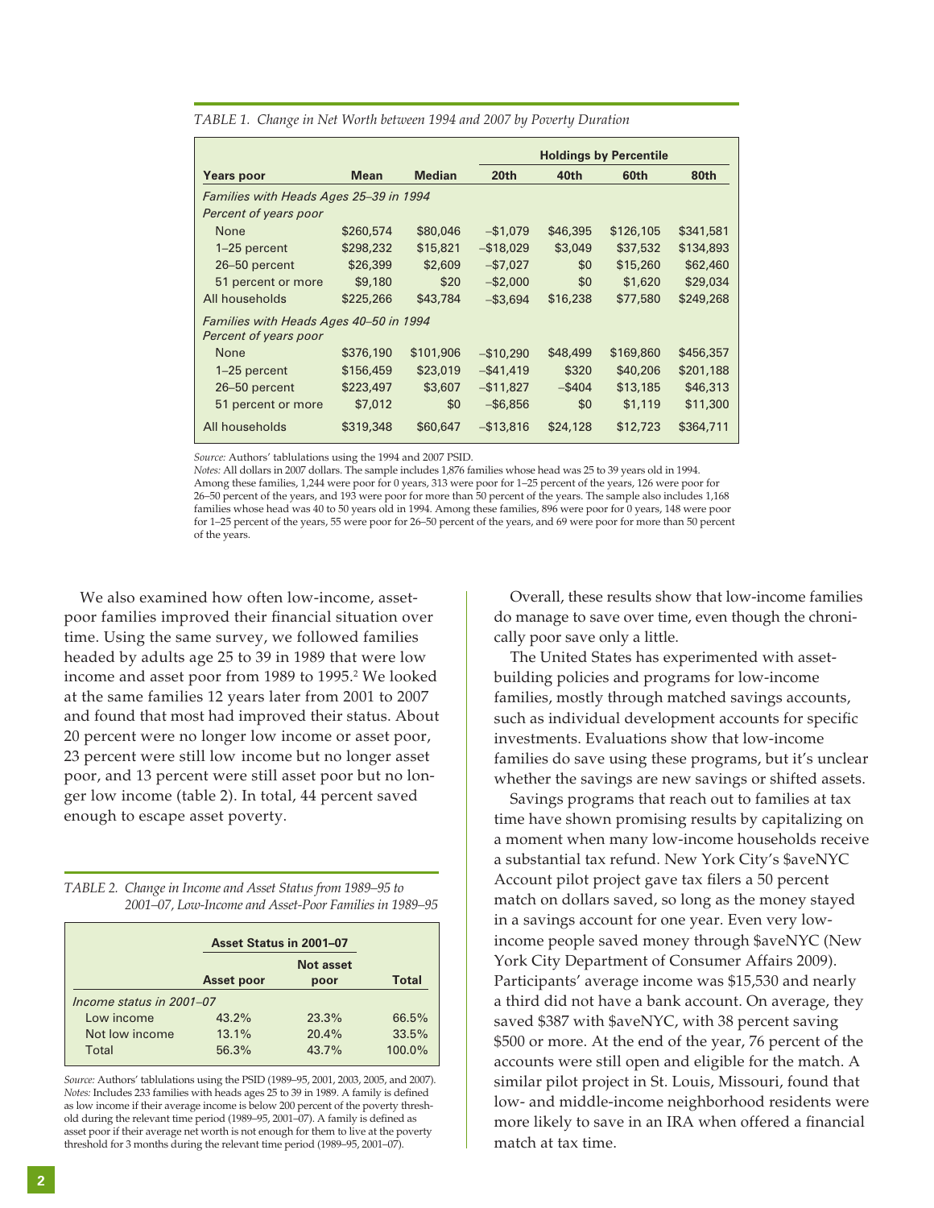*TABLE 1. Change in Net Worth between 1994 and 2007 by Poverty Duration*

| | | | Holdings by Percentile | | | |
|---|---|---|---|---|---|---|
| **Years poor** | **Mean** | **Median** | **20th** | **40th** | **60th** | **80th** |
| *Families with Heads Ages 25–39 in 1994* | | | | | | |
| *Percent of years poor* | | | | | | |
| None | $260,574 | $80,046 | −$1,079 | $46,395 | $126,105 | $341,581 |
| 1–25 percent | $298,232 | $15,821 | −$18,029 | $3,049 | $37,532 | $134,893 |
| 26–50 percent | $26,399 | $2,609 | −$7,027 | $0 | $15,260 | $62,460 |
| 51 percent or more | $9,180 | $20 | −$2,000 | $0 | $1,620 | $29,034 |
| All households | $225,266 | $43,784 | −$3,694 | $16,238 | $77,580 | $249,268 |
| *Families with Heads Ages 40–50 in 1994* | | | | | | |
| *Percent of years poor* | | | | | | |
| None | $376,190 | $101,906 | −$10,290 | $48,499 | $169,860 | $456,357 |
| 1–25 percent | $156,459 | $23,019 | −$41,419 | $320 | $40,206 | $201,188 |
| 26–50 percent | $223,497 | $3,607 | −$11,827 | −$404 | $13,185 | $46,313 |
| 51 percent or more | $7,012 | $0 | −$6,856 | $0 | $1,119 | $11,300 |
| All households | $319,348 | $60,647 | −$13,816 | $24,128 | $12,723 | $364,711 |

*Source:* Authors' tablulations using the 1994 and 2007 PSID.
*Notes:* All dollars in 2007 dollars. The sample includes 1,876 families whose head was 25 to 39 years old in 1994. Among these families, 1,244 were poor for 0 years, 313 were poor for 1–25 percent of the years, 126 were poor for 26–50 percent of the years, and 193 were poor for more than 50 percent of the years. The sample also includes 1,168 families whose head was 40 to 50 years old in 1994. Among these families, 896 were poor for 0 years, 148 were poor for 1–25 percent of the years, 55 were poor for 26–50 percent of the years, and 69 were poor for more than 50 percent of the years.

We also examined how often low-income, asset-poor families improved their financial situation over time. Using the same survey, we followed families headed by adults age 25 to 39 in 1989 that were low income and asset poor from 1989 to 1995.[2] We looked at the same families 12 years later from 2001 to 2007 and found that most had improved their status. About 20 percent were no longer low income or asset poor, 23 percent were still low income but no longer asset poor, and 13 percent were still asset poor but no longer low income (table 2). In total, 44 percent saved enough to escape asset poverty.

*TABLE 2. Change in Income and Asset Status from 1989–95 to 2001–07, Low-Income and Asset-Poor Families in 1989–95*

| | Asset Status in 2001–07 | | |
|---|---|---|---|
| | **Asset poor** | **Not asset poor** | **Total** |
| *Income status in 2001–07* | | | |
| Low income | 43.2% | 23.3% | 66.5% |
| Not low income | 13.1% | 20.4% | 33.5% |
| Total | 56.3% | 43.7% | 100.0% |

*Source:* Authors' tablulations using the PSID (1989–95, 2001, 2003, 2005, and 2007).
*Notes:* Includes 233 families with heads ages 25 to 39 in 1989. A family is defined as low income if their average income is below 200 percent of the poverty threshold during the relevant time period (1989–95, 2001–07). A family is defined as asset poor if their average net worth is not enough for them to live at the poverty threshold for 3 months during the relevant time period (1989–95, 2001–07).

Overall, these results show that low-income families do manage to save over time, even though the chronically poor save only a little.

The United States has experimented with asset-building policies and programs for low-income families, mostly through matched savings accounts, such as individual development accounts for specific investments. Evaluations show that low-income families do save using these programs, but it's unclear whether the savings are new savings or shifted assets.

Savings programs that reach out to families at tax time have shown promising results by capitalizing on a moment when many low-income households receive a substantial tax refund. New York City's $aveNYC Account pilot project gave tax filers a 50 percent match on dollars saved, so long as the money stayed in a savings account for one year. Even very low-income people saved money through $aveNYC (New York City Department of Consumer Affairs 2009). Participants' average income was $15,530 and nearly a third did not have a bank account. On average, they saved $387 with $aveNYC, with 38 percent saving $500 or more. At the end of the year, 76 percent of the accounts were still open and eligible for the match. A similar pilot project in St. Louis, Missouri, found that low- and middle-income neighborhood residents were more likely to save in an IRA when offered a financial match at tax time.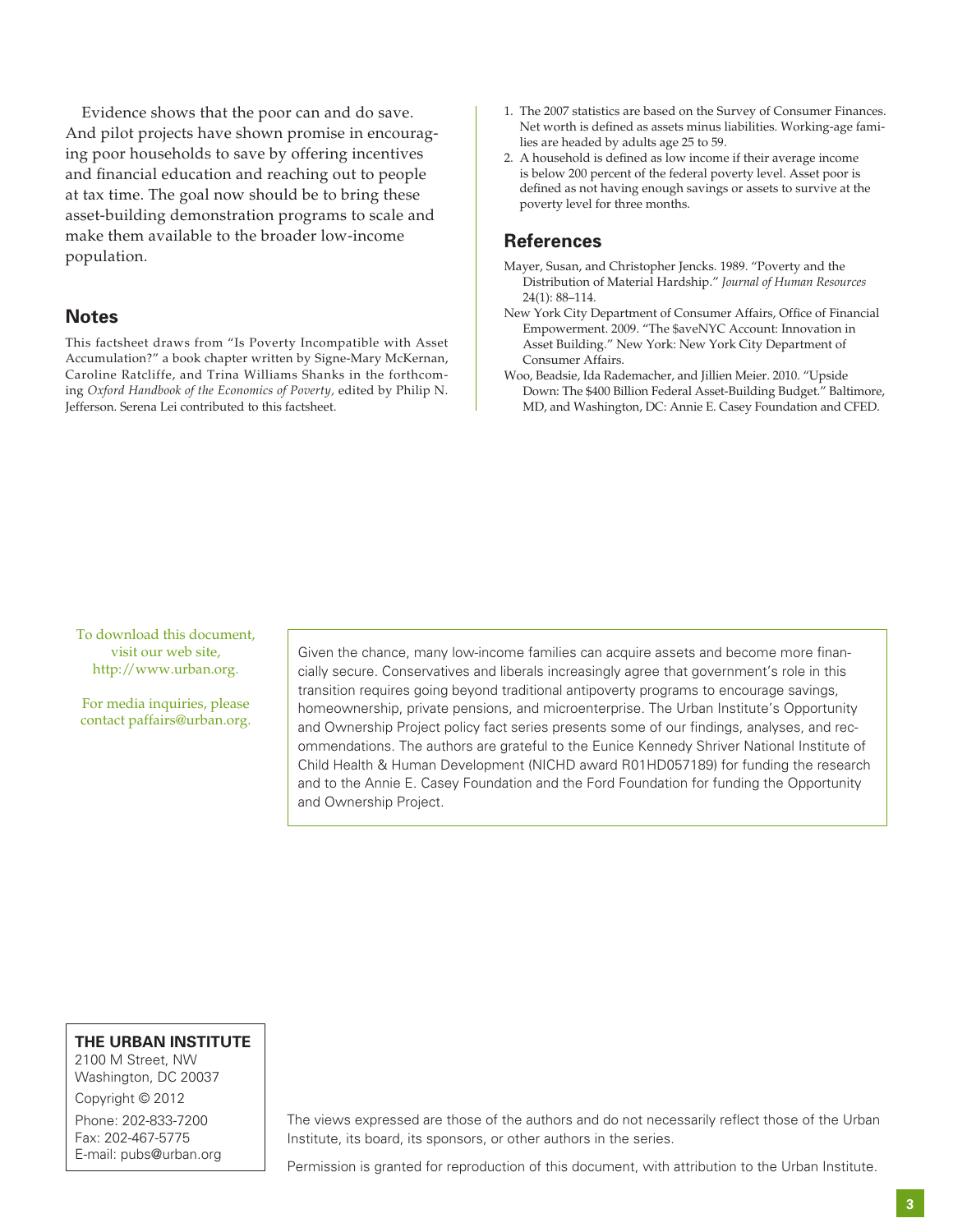Evidence shows that the poor can and do save. And pilot projects have shown promise in encouraging poor households to save by offering incentives and financial education and reaching out to people at tax time. The goal now should be to bring these asset-building demonstration programs to scale and make them available to the broader low-income population.

## Notes

This factsheet draws from "Is Poverty Incompatible with Asset Accumulation?" a book chapter written by Signe-Mary McKernan, Caroline Ratcliffe, and Trina Williams Shanks in the forthcoming *Oxford Handbook of the Economics of Poverty*, edited by Philip N. Jefferson. Serena Lei contributed to this factsheet.

1. The 2007 statistics are based on the Survey of Consumer Finances. Net worth is defined as assets minus liabilities. Working-age families are headed by adults age 25 to 59.
2. A household is defined as low income if their average income is below 200 percent of the federal poverty level. Asset poor is defined as not having enough savings or assets to survive at the poverty level for three months.

## References

Mayer, Susan, and Christopher Jencks. 1989. "Poverty and the Distribution of Material Hardship." *Journal of Human Resources* 24(1): 88–114.

New York City Department of Consumer Affairs, Office of Financial Empowerment. 2009. "The $aveNYC Account: Innovation in Asset Building." New York: New York City Department of Consumer Affairs.

Woo, Beadsie, Ida Rademacher, and Jillien Meier. 2010. "Upside Down: The $400 Billion Federal Asset-Building Budget." Baltimore, MD, and Washington, DC: Annie E. Casey Foundation and CFED.

To download this document, visit our web site, http://www.urban.org.

For media inquiries, please contact paffairs@urban.org.

Given the chance, many low-income families can acquire assets and become more financially secure. Conservatives and liberals increasingly agree that government's role in this transition requires going beyond traditional antipoverty programs to encourage savings, homeownership, private pensions, and microenterprise. The Urban Institute's Opportunity and Ownership Project policy fact series presents some of our findings, analyses, and recommendations. The authors are grateful to the Eunice Kennedy Shriver National Institute of Child Health & Human Development (NICHD award R01HD057189) for funding the research and to the Annie E. Casey Foundation and the Ford Foundation for funding the Opportunity and Ownership Project.

**THE URBAN INSTITUTE**
2100 M Street, NW
Washington, DC 20037

Copyright © 2012

Phone: 202-833-7200
Fax: 202-467-5775
E-mail: pubs@urban.org

The views expressed are those of the authors and do not necessarily reflect those of the Urban Institute, its board, its sponsors, or other authors in the series.

Permission is granted for reproduction of this document, with attribution to the Urban Institute.